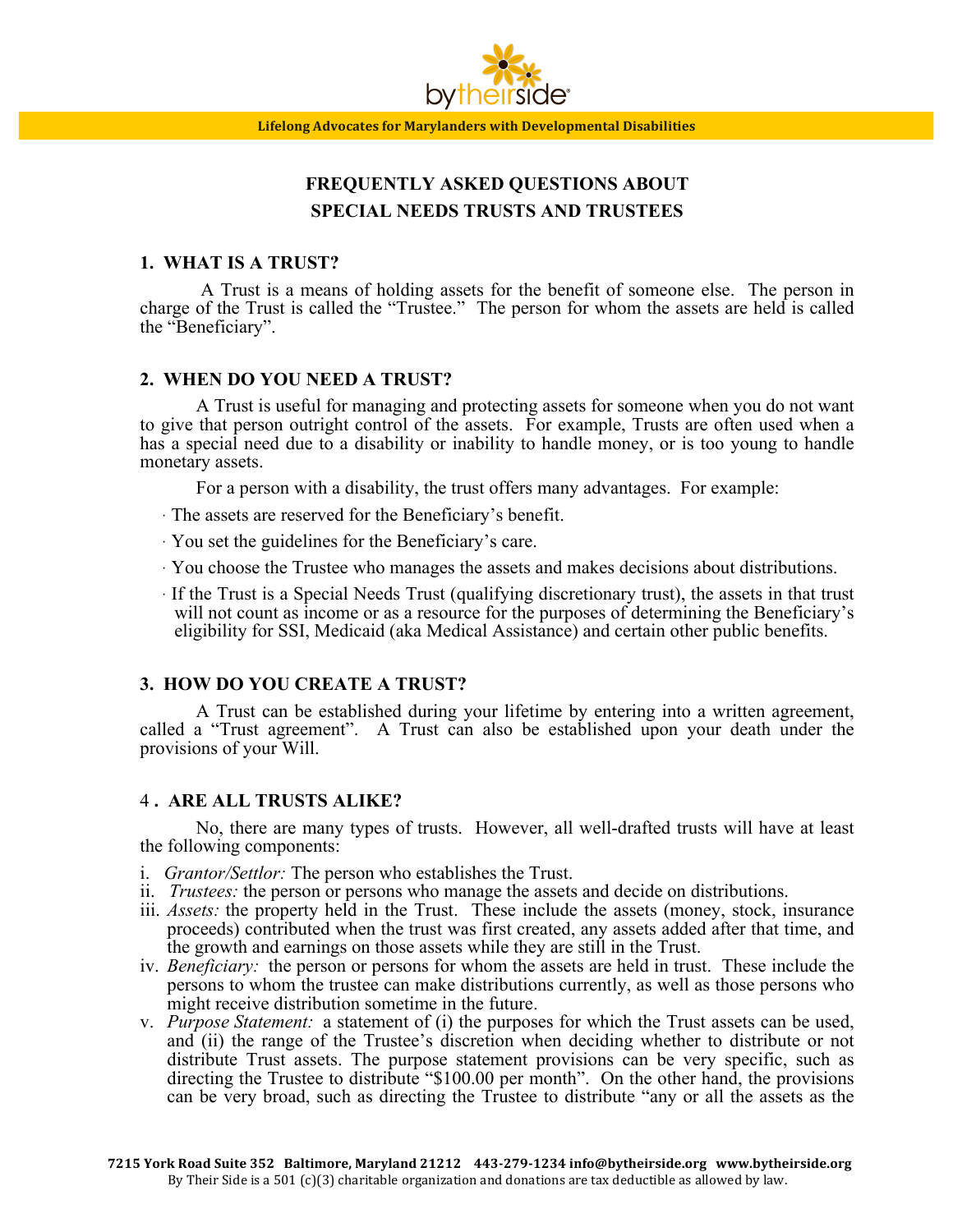Lifelong Advocates for Marylanders with Developmental Disabilities

# FREQUENTLY ASKED QUESTIONS ABOUT SPECIAL NEEDS TRUSTS AND TRUSTEES

## 1. WHAT IS A TRUST?

A Trust is a means of holding assets for the benefit of someone else. The person in charge of the Trust is called the "Trustee." The person for whom the assets are held is called the "Beneficiary".

## 2. WHEN DO YOU NEED A TRUST?

A Trust is useful for managing and protecting assets for someone when you do not want to give that person outright control of the assets. For example, Trusts are often used when a has a special need due to a disability or inability to handle money, or is too young to handle monetary assets.

For a person with a disability, the trust offers many advantages. For example:

- The assets are reserved for the Beneficiary's benefit.
- You set the guidelines for the Beneficiary's care.
- You choose the Trustee who manages the assets and makes decisions about distributions.
- If the Trust is a Special Needs Trust (qualifying discretionary trust), the assets in that trust will not count as income or as a resource for the purposes of determining the Beneficiary's eligibility for SSI, Medicaid (aka Medical Assistance) and certain other public benefits.

## 3. HOW DO YOU CREATE A TRUST?

A Trust can be established during your lifetime by entering into a written agreement, called a "Trust agreement". A Trust can also be established upon your death under the provisions of your Will.

## 4. ARE ALL TRUSTS ALIKE?

No, there are many types of trusts. However, all well-drafted trusts will have at least the following components:

i. *Grantor/Settlor:* The person who establishes the Trust.

ii. *Trustees:* the person or persons who manage the assets and decide on distributions.

iii. *Assets:* the property held in the Trust. These include the assets (money, stock, insurance proceeds) contributed when the trust was first created, any assets added after that time, and the growth and earnings on those assets while they are still in the Trust.

iv. *Beneficiary:* the person or persons for whom the assets are held in trust. These include the persons to whom the trustee can make distributions currently, as well as those persons who might receive distribution sometime in the future.

v. *Purpose Statement:* a statement of (i) the purposes for which the Trust assets can be used, and (ii) the range of the Trustee's discretion when deciding whether to distribute or not distribute Trust assets. The purpose statement provisions can be very specific, such as directing the Trustee to distribute "$100.00 per month". On the other hand, the provisions can be very broad, such as directing the Trustee to distribute "any or all the assets as the

7215 York Road Suite 352 Baltimore, Maryland 21212 443-279-1234 info@bytheirside.org www.bytheirside.org
By Their Side is a 501 (c)(3) charitable organization and donations are tax deductible as allowed by law.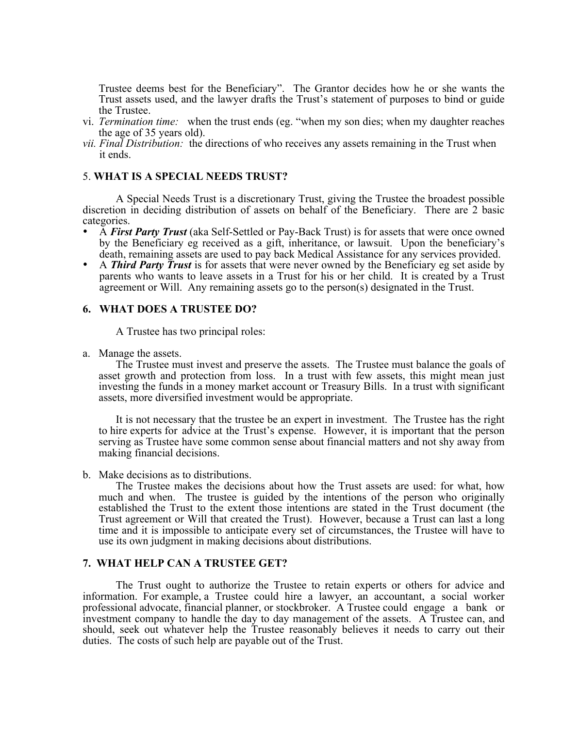Trustee deems best for the Beneficiary". The Grantor decides how he or she wants the Trust assets used, and the lawyer drafts the Trust's statement of purposes to bind or guide the Trustee.

vi. *Termination time:* when the trust ends (eg. "when my son dies; when my daughter reaches the age of 35 years old).

*vii. Final Distribution:* the directions of who receives any assets remaining in the Trust when it ends.

## 5. **WHAT IS A SPECIAL NEEDS TRUST?**

A Special Needs Trust is a discretionary Trust, giving the Trustee the broadest possible discretion in deciding distribution of assets on behalf of the Beneficiary. There are 2 basic categories.

- A ***First Party Trust*** (aka Self-Settled or Pay-Back Trust) is for assets that were once owned by the Beneficiary eg received as a gift, inheritance, or lawsuit. Upon the beneficiary's death, remaining assets are used to pay back Medical Assistance for any services provided.
- A ***Third Party Trust*** is for assets that were never owned by the Beneficiary eg set aside by parents who wants to leave assets in a Trust for his or her child. It is created by a Trust agreement or Will. Any remaining assets go to the person(s) designated in the Trust.

## 6. WHAT DOES A TRUSTEE DO?

A Trustee has two principal roles:

a. Manage the assets.

The Trustee must invest and preserve the assets. The Trustee must balance the goals of asset growth and protection from loss. In a trust with few assets, this might mean just investing the funds in a money market account or Treasury Bills. In a trust with significant assets, more diversified investment would be appropriate.

It is not necessary that the trustee be an expert in investment. The Trustee has the right to hire experts for advice at the Trust's expense. However, it is important that the person serving as Trustee have some common sense about financial matters and not shy away from making financial decisions.

b. Make decisions as to distributions.

The Trustee makes the decisions about how the Trust assets are used: for what, how much and when. The trustee is guided by the intentions of the person who originally established the Trust to the extent those intentions are stated in the Trust document (the Trust agreement or Will that created the Trust). However, because a Trust can last a long time and it is impossible to anticipate every set of circumstances, the Trustee will have to use its own judgment in making decisions about distributions.

## 7. WHAT HELP CAN A TRUSTEE GET?

The Trust ought to authorize the Trustee to retain experts or others for advice and information. For example, a Trustee could hire a lawyer, an accountant, a social worker professional advocate, financial planner, or stockbroker. A Trustee could engage a bank or investment company to handle the day to day management of the assets. A Trustee can, and should, seek out whatever help the Trustee reasonably believes it needs to carry out their duties. The costs of such help are payable out of the Trust.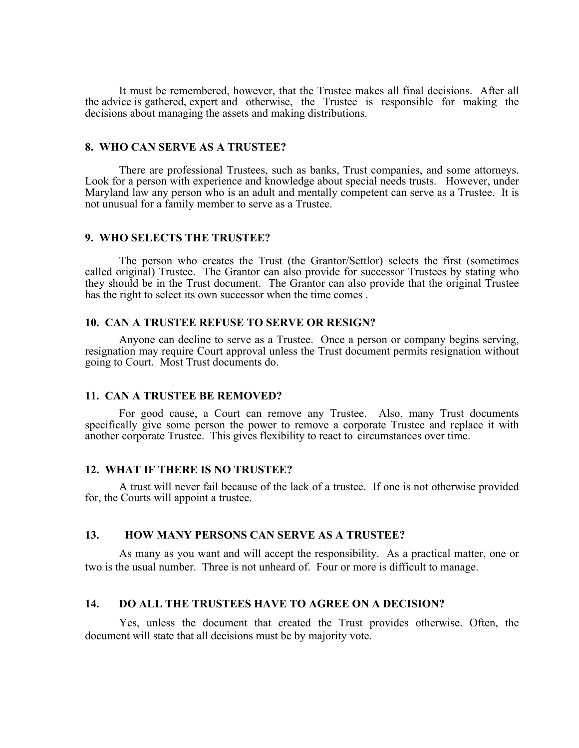It must be remembered, however, that the Trustee makes all final decisions. After all the advice is gathered, expert and otherwise, the Trustee is responsible for making the decisions about managing the assets and making distributions.

### 8. WHO CAN SERVE AS A TRUSTEE?

There are professional Trustees, such as banks, Trust companies, and some attorneys. Look for a person with experience and knowledge about special needs trusts. However, under Maryland law any person who is an adult and mentally competent can serve as a Trustee. It is not unusual for a family member to serve as a Trustee.

### 9. WHO SELECTS THE TRUSTEE?

The person who creates the Trust (the Grantor/Settlor) selects the first (sometimes called original) Trustee. The Grantor can also provide for successor Trustees by stating who they should be in the Trust document. The Grantor can also provide that the original Trustee has the right to select its own successor when the time comes .

### 10. CAN A TRUSTEE REFUSE TO SERVE OR RESIGN?

Anyone can decline to serve as a Trustee. Once a person or company begins serving, resignation may require Court approval unless the Trust document permits resignation without going to Court. Most Trust documents do.

### 11. CAN A TRUSTEE BE REMOVED?

For good cause, a Court can remove any Trustee. Also, many Trust documents specifically give some person the power to remove a corporate Trustee and replace it with another corporate Trustee. This gives flexibility to react to circumstances over time.

### 12. WHAT IF THERE IS NO TRUSTEE?

A trust will never fail because of the lack of a trustee. If one is not otherwise provided for, the Courts will appoint a trustee.

### 13. HOW MANY PERSONS CAN SERVE AS A TRUSTEE?

As many as you want and will accept the responsibility. As a practical matter, one or two is the usual number. Three is not unheard of. Four or more is difficult to manage.

### 14. DO ALL THE TRUSTEES HAVE TO AGREE ON A DECISION?

Yes, unless the document that created the Trust provides otherwise. Often, the document will state that all decisions must be by majority vote.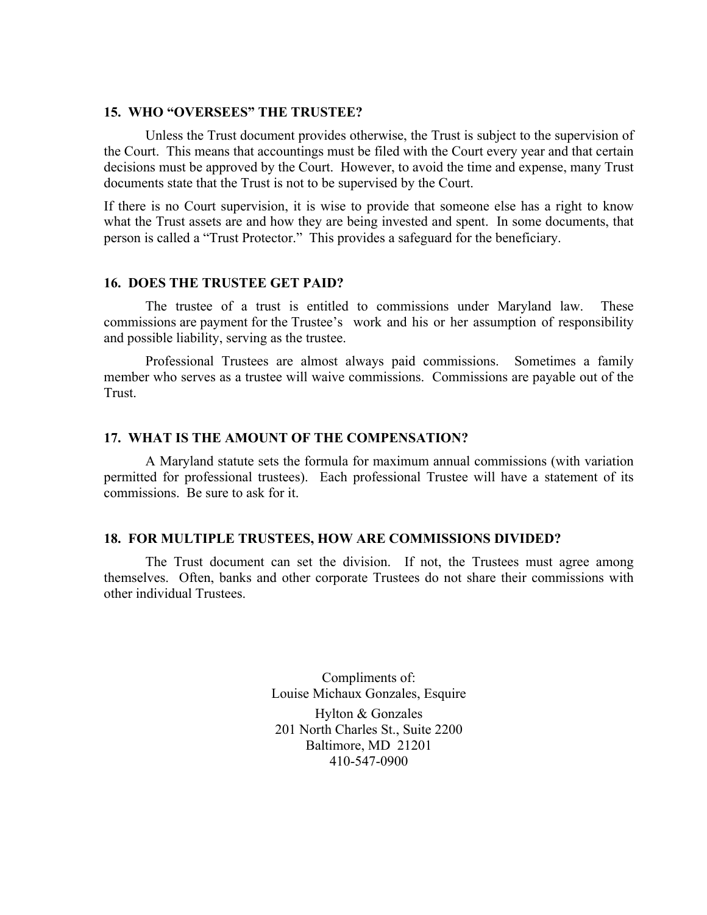### 15. WHO "OVERSEES" THE TRUSTEE?

Unless the Trust document provides otherwise, the Trust is subject to the supervision of the Court. This means that accountings must be filed with the Court every year and that certain decisions must be approved by the Court. However, to avoid the time and expense, many Trust documents state that the Trust is not to be supervised by the Court.

If there is no Court supervision, it is wise to provide that someone else has a right to know what the Trust assets are and how they are being invested and spent. In some documents, that person is called a "Trust Protector." This provides a safeguard for the beneficiary.

### 16. DOES THE TRUSTEE GET PAID?

The trustee of a trust is entitled to commissions under Maryland law. These commissions are payment for the Trustee's work and his or her assumption of responsibility and possible liability, serving as the trustee.

Professional Trustees are almost always paid commissions. Sometimes a family member who serves as a trustee will waive commissions. Commissions are payable out of the Trust.

### 17. WHAT IS THE AMOUNT OF THE COMPENSATION?

A Maryland statute sets the formula for maximum annual commissions (with variation permitted for professional trustees). Each professional Trustee will have a statement of its commissions. Be sure to ask for it.

### 18. FOR MULTIPLE TRUSTEES, HOW ARE COMMISSIONS DIVIDED?

The Trust document can set the division. If not, the Trustees must agree among themselves. Often, banks and other corporate Trustees do not share their commissions with other individual Trustees.

Compliments of:
Louise Michaux Gonzales, Esquire

Hylton & Gonzales
201 North Charles St., Suite 2200
Baltimore, MD 21201
410-547-0900